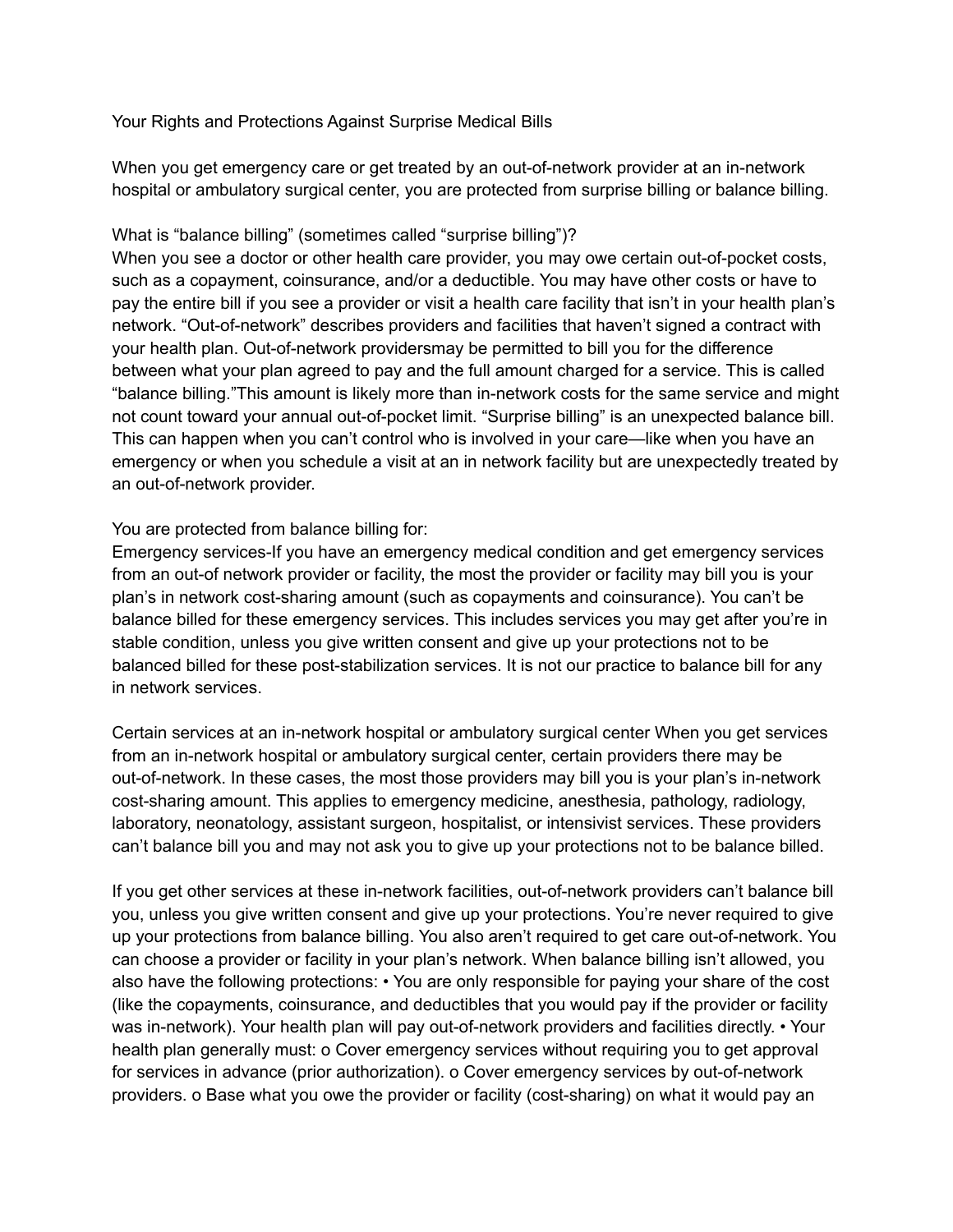# Your Rights and Protections Against Surprise Medical Bills

When you get emergency care or get treated by an out-of-network provider at an in-network hospital or ambulatory surgical center, you are protected from surprise billing or balance billing.

## What is "balance billing" (sometimes called "surprise billing")?

When you see a doctor or other health care provider, you may owe certain out-of-pocket costs, such as a copayment, coinsurance, and/or a deductible. You may have other costs or have to pay the entire bill if you see a provider or visit a health care facility that isn't in your health plan's network. "Out-of-network" describes providers and facilities that haven't signed a contract with your health plan. Out-of-network providersmay be permitted to bill you for the difference between what your plan agreed to pay and the full amount charged for a service. This is called "balance billing."This amount is likely more than in-network costs for the same service and might not count toward your annual out-of-pocket limit. "Surprise billing" is an unexpected balance bill. This can happen when you can't control who is involved in your care—like when you have an emergency or when you schedule a visit at an in network facility but are unexpectedly treated by an out-of-network provider.

## You are protected from balance billing for:

Emergency services-If you have an emergency medical condition and get emergency services from an out-of network provider or facility, the most the provider or facility may bill you is your plan's in network cost-sharing amount (such as copayments and coinsurance). You can't be balance billed for these emergency services. This includes services you may get after you're in stable condition, unless you give written consent and give up your protections not to be balanced billed for these post-stabilization services. It is not our practice to balance bill for any in network services.

Certain services at an in-network hospital or ambulatory surgical center When you get services from an in-network hospital or ambulatory surgical center, certain providers there may be out-of-network. In these cases, the most those providers may bill you is your plan's in-network cost-sharing amount. This applies to emergency medicine, anesthesia, pathology, radiology, laboratory, neonatology, assistant surgeon, hospitalist, or intensivist services. These providers can't balance bill you and may not ask you to give up your protections not to be balance billed.

If you get other services at these in-network facilities, out-of-network providers can't balance bill you, unless you give written consent and give up your protections. You're never required to give up your protections from balance billing. You also aren't required to get care out-of-network. You can choose a provider or facility in your plan's network. When balance billing isn't allowed, you also have the following protections: • You are only responsible for paying your share of the cost (like the copayments, coinsurance, and deductibles that you would pay if the provider or facility was in-network). Your health plan will pay out-of-network providers and facilities directly. • Your health plan generally must: o Cover emergency services without requiring you to get approval for services in advance (prior authorization). o Cover emergency services by out-of-network providers. o Base what you owe the provider or facility (cost-sharing) on what it would pay an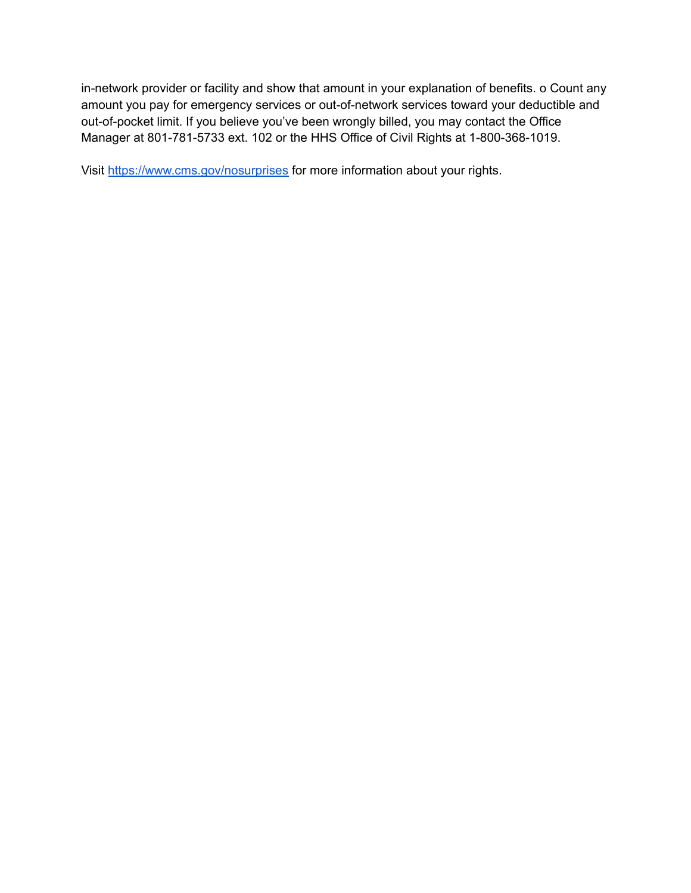in-network provider or facility and show that amount in your explanation of benefits. o Count any amount you pay for emergency services or out-of-network services toward your deductible and out-of-pocket limit. If you believe you've been wrongly billed, you may contact the Office Manager at 801-781-5733 ext. 102 or the HHS Office of Civil Rights at 1-800-368-1019.

Visit [https://www.cms.gov/nosurprises](https://www.cms.gov/nosurprises) for more information about your rights.